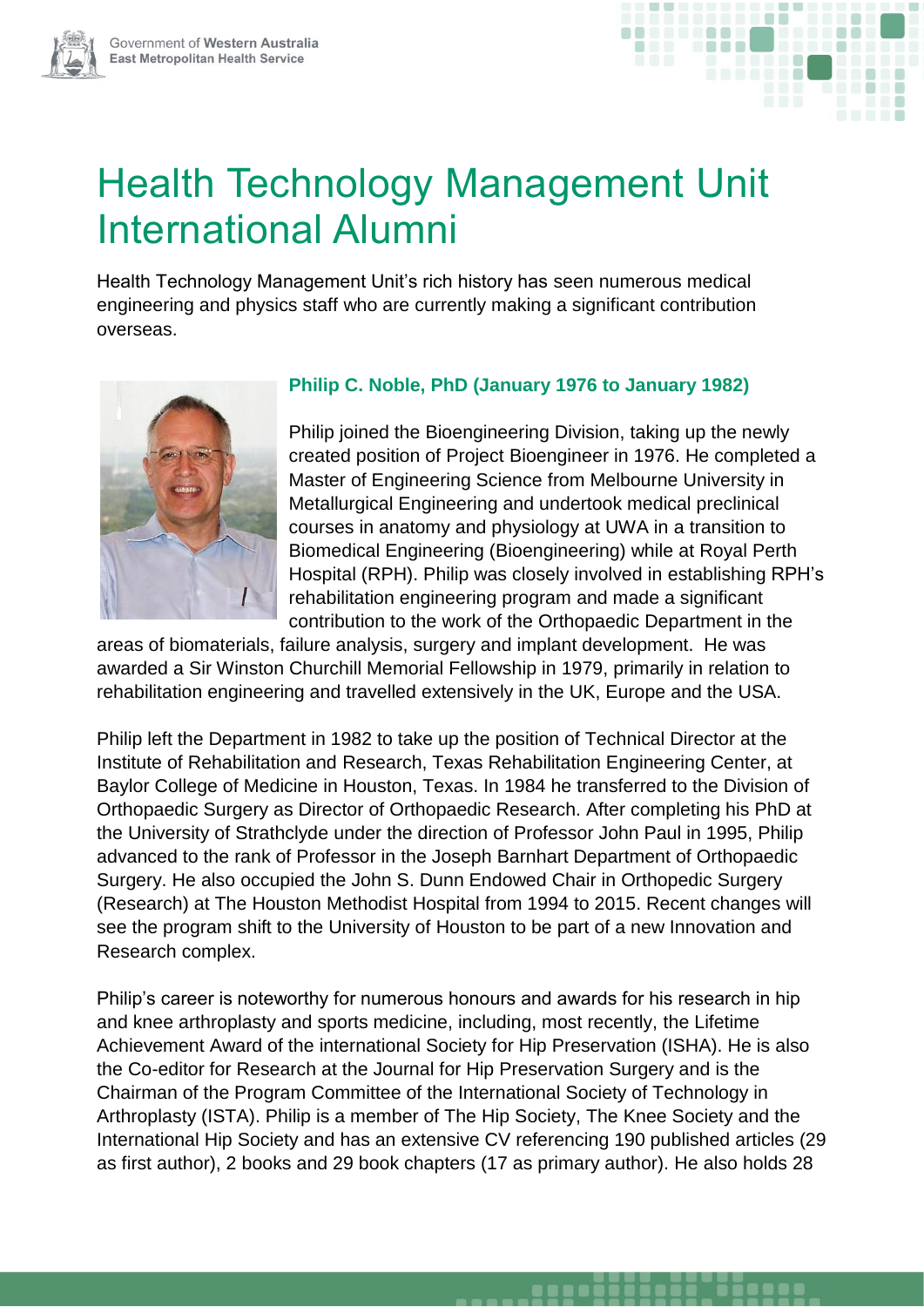# Health Technology Management Unit International Alumni

Health Technology Management Unit's rich history has seen numerous medical engineering and physics staff who are currently making a significant contribution overseas.

### Philip C. Noble, PhD (January 1976 to January 1982)

Philip joined the Bioengineering Division, taking up the newly created position of Project Bioengineer in 1976. He completed a Master of Engineering Science from Melbourne University in Metallurgical Engineering and undertook medical preclinical courses in anatomy and physiology at UWA in a transition to Biomedical Engineering (Bioengineering) while at Royal Perth Hospital (RPH). Philip was closely involved in establishing RPH's rehabilitation engineering program and made a significant contribution to the work of the Orthopaedic Department in the areas of biomaterials, failure analysis, surgery and implant development. He was awarded a Sir Winston Churchill Memorial Fellowship in 1979, primarily in relation to rehabilitation engineering and travelled extensively in the UK, Europe and the USA.

Philip left the Department in 1982 to take up the position of Technical Director at the Institute of Rehabilitation and Research, Texas Rehabilitation Engineering Center, at Baylor College of Medicine in Houston, Texas. In 1984 he transferred to the Division of Orthopaedic Surgery as Director of Orthopaedic Research. After completing his PhD at the University of Strathclyde under the direction of Professor John Paul in 1995, Philip advanced to the rank of Professor in the Joseph Barnhart Department of Orthopaedic Surgery. He also occupied the John S. Dunn Endowed Chair in Orthopedic Surgery (Research) at The Houston Methodist Hospital from 1994 to 2015. Recent changes will see the program shift to the University of Houston to be part of a new Innovation and Research complex.

Philip's career is noteworthy for numerous honours and awards for his research in hip and knee arthroplasty and sports medicine, including, most recently, the Lifetime Achievement Award of the international Society for Hip Preservation (ISHA). He is also the Co-editor for Research at the Journal for Hip Preservation Surgery and is the Chairman of the Program Committee of the International Society of Technology in Arthroplasty (ISTA). Philip is a member of The Hip Society, The Knee Society and the International Hip Society and has an extensive CV referencing 190 published articles (29 as first author), 2 books and 29 book chapters (17 as primary author). He also holds 28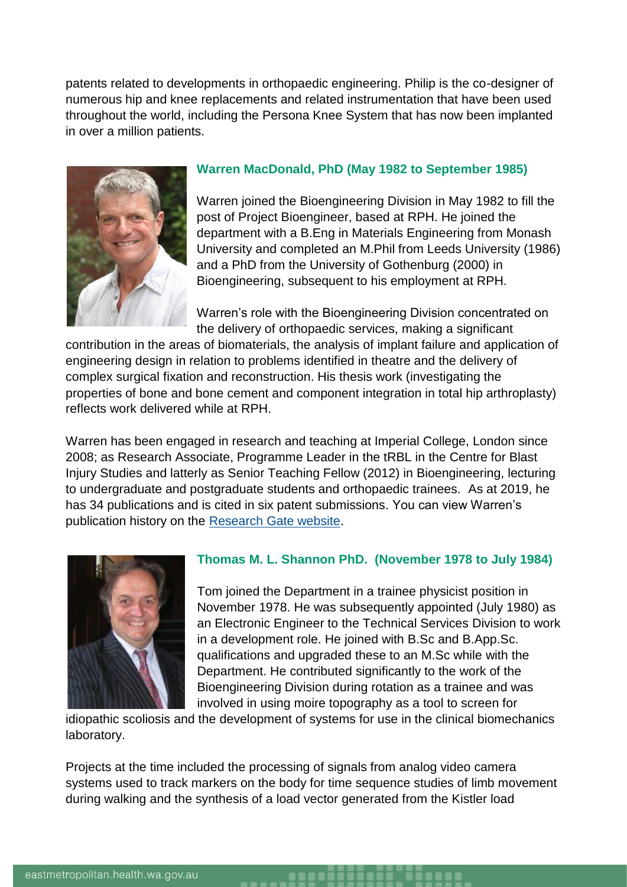patents related to developments in orthopaedic engineering. Philip is the co-designer of numerous hip and knee replacements and related instrumentation that have been used throughout the world, including the Persona Knee System that has now been implanted in over a million patients.

### Warren MacDonald, PhD (May 1982 to September 1985)

Warren joined the Bioengineering Division in May 1982 to fill the post of Project Bioengineer, based at RPH. He joined the department with a B.Eng in Materials Engineering from Monash University and completed an M.Phil from Leeds University (1986) and a PhD from the University of Gothenburg (2000) in Bioengineering, subsequent to his employment at RPH.

Warren's role with the Bioengineering Division concentrated on the delivery of orthopaedic services, making a significant contribution in the areas of biomaterials, the analysis of implant failure and application of engineering design in relation to problems identified in theatre and the delivery of complex surgical fixation and reconstruction. His thesis work (investigating the properties of bone and bone cement and component integration in total hip arthroplasty) reflects work delivered while at RPH.

Warren has been engaged in research and teaching at Imperial College, London since 2008; as Research Associate, Programme Leader in the tRBL in the Centre for Blast Injury Studies and latterly as Senior Teaching Fellow (2012) in Bioengineering, lecturing to undergraduate and postgraduate students and orthopaedic trainees. As at 2019, he has 34 publications and is cited in six patent submissions. You can view Warren's publication history on the Research Gate website.

### Thomas M. L. Shannon PhD. (November 1978 to July 1984)

Tom joined the Department in a trainee physicist position in November 1978. He was subsequently appointed (July 1980) as an Electronic Engineer to the Technical Services Division to work in a development role. He joined with B.Sc and B.App.Sc. qualifications and upgraded these to an M.Sc while with the Department. He contributed significantly to the work of the Bioengineering Division during rotation as a trainee and was involved in using moire topography as a tool to screen for idiopathic scoliosis and the development of systems for use in the clinical biomechanics laboratory.

Projects at the time included the processing of signals from analog video camera systems used to track markers on the body for time sequence studies of limb movement during walking and the synthesis of a load vector generated from the Kistler load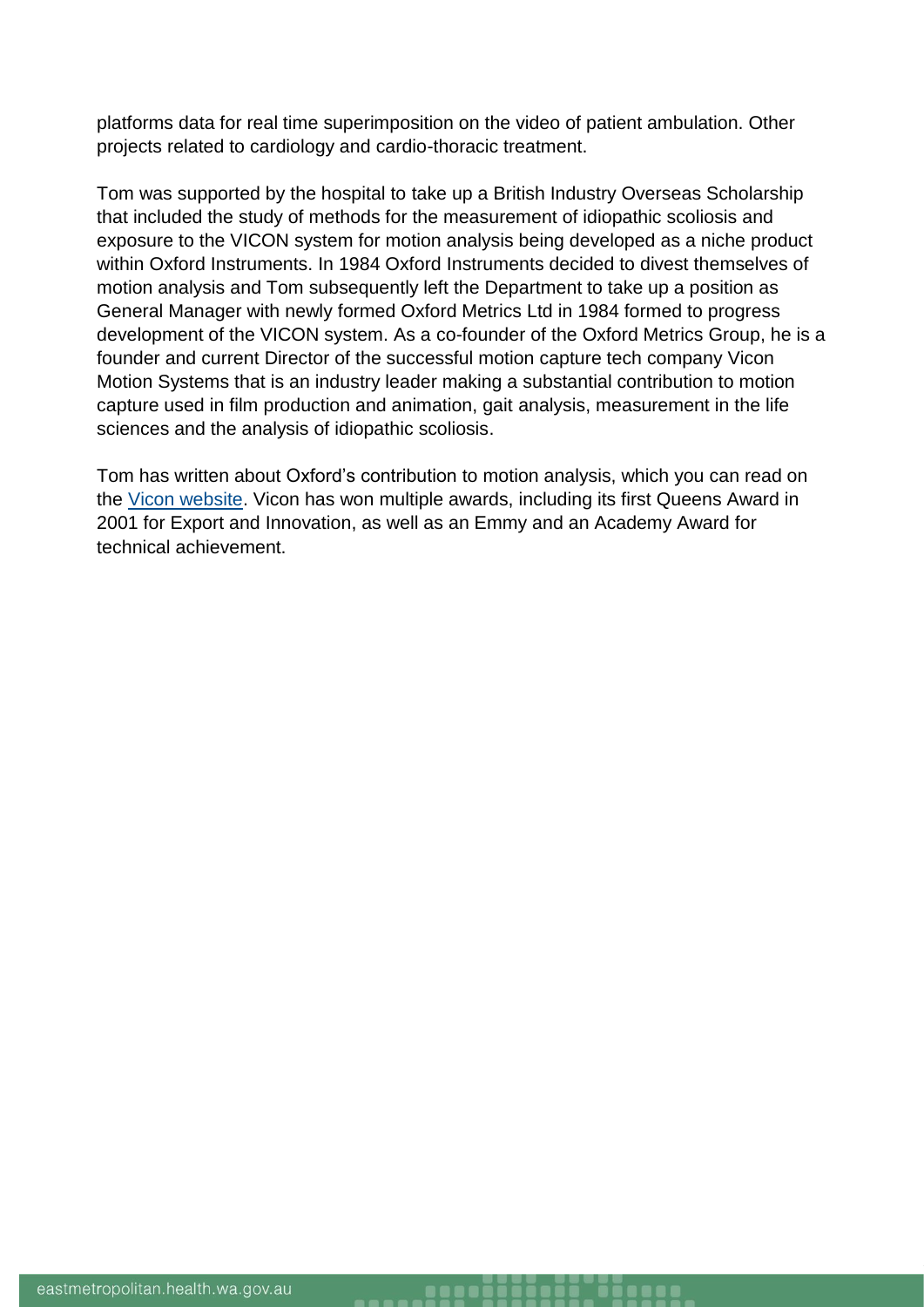platforms data for real time superimposition on the video of patient ambulation. Other projects related to cardiology and cardio-thoracic treatment.

Tom was supported by the hospital to take up a British Industry Overseas Scholarship that included the study of methods for the measurement of idiopathic scoliosis and exposure to the VICON system for motion analysis being developed as a niche product within Oxford Instruments. In 1984 Oxford Instruments decided to divest themselves of motion analysis and Tom subsequently left the Department to take up a position as General Manager with newly formed Oxford Metrics Ltd in 1984 formed to progress development of the VICON system. As a co-founder of the Oxford Metrics Group, he is a founder and current Director of the successful motion capture tech company Vicon Motion Systems that is an industry leader making a substantial contribution to motion capture used in film production and animation, gait analysis, measurement in the life sciences and the analysis of idiopathic scoliosis.

Tom has written about Oxford's contribution to motion analysis, which you can read on the Vicon website. Vicon has won multiple awards, including its first Queens Award in 2001 for Export and Innovation, as well as an Emmy and an Academy Award for technical achievement.